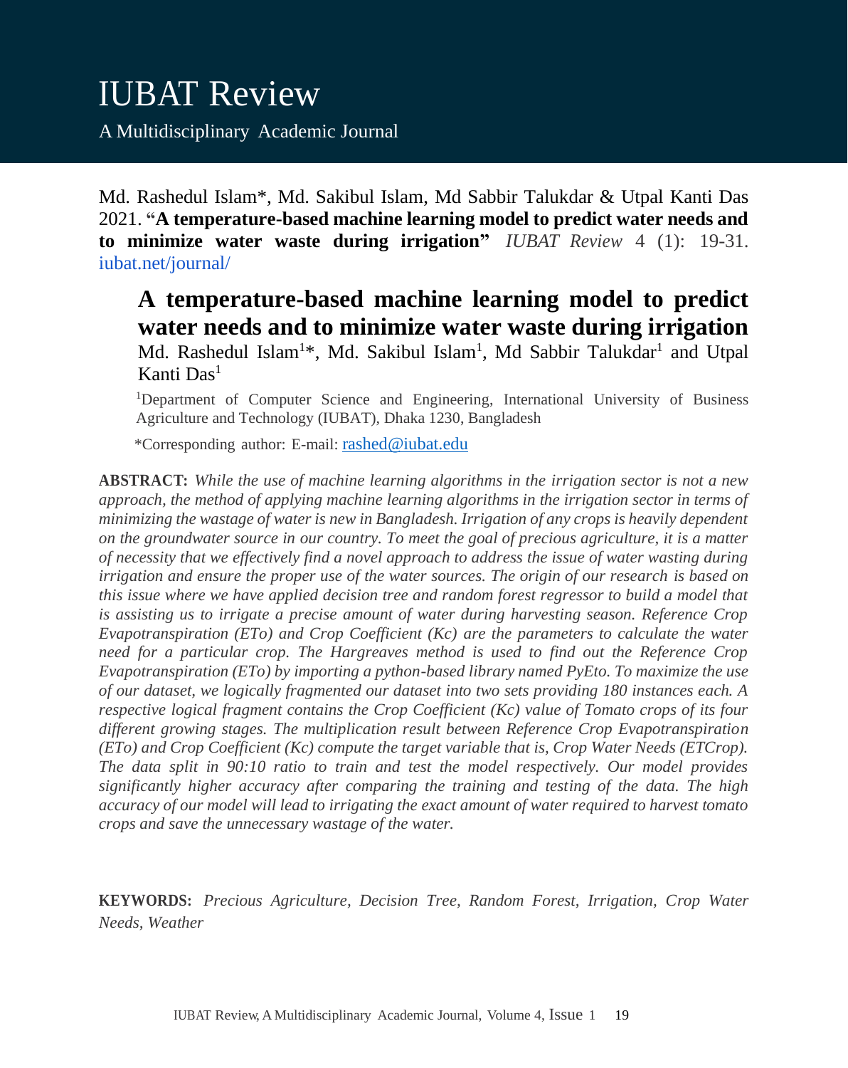Md. Rashedul Islam*, Md. Sakibul Islam, Md Sabbir Talukdar & Utpal Kanti Das 2021. **"A temperature-based machine learning model to predict water needs and to minimize water waste during irrigation"** *IUBAT Review* 4 (1): 19-31. iubat.net/journal/

# A temperature-based machine learning model to predict water needs and to minimize water waste during irrigation

Md. Rashedul Islam[1]*, Md. Sakibul Islam[1], Md Sabbir Talukdar[1] and Utpal Kanti Das[1]

[1]Department of Computer Science and Engineering, International University of Business Agriculture and Technology (IUBAT), Dhaka 1230, Bangladesh

*Corresponding author: E-mail: rashed@iubat.edu

**ABSTRACT:** *While the use of machine learning algorithms in the irrigation sector is not a new approach, the method of applying machine learning algorithms in the irrigation sector in terms of minimizing the wastage of water is new in Bangladesh. Irrigation of any crops is heavily dependent on the groundwater source in our country. To meet the goal of precious agriculture, it is a matter of necessity that we effectively find a novel approach to address the issue of water wasting during irrigation and ensure the proper use of the water sources. The origin of our research is based on this issue where we have applied decision tree and random forest regressor to build a model that is assisting us to irrigate a precise amount of water during harvesting season. Reference Crop Evapotranspiration (ETo) and Crop Coefficient (Kc) are the parameters to calculate the water need for a particular crop. The Hargreaves method is used to find out the Reference Crop Evapotranspiration (ETo) by importing a python-based library named PyEto. To maximize the use of our dataset, we logically fragmented our dataset into two sets providing 180 instances each. A respective logical fragment contains the Crop Coefficient (Kc) value of Tomato crops of its four different growing stages. The multiplication result between Reference Crop Evapotranspiration (ETo) and Crop Coefficient (Kc) compute the target variable that is, Crop Water Needs (ETCrop). The data split in 90:10 ratio to train and test the model respectively. Our model provides significantly higher accuracy after comparing the training and testing of the data. The high accuracy of our model will lead to irrigating the exact amount of water required to harvest tomato crops and save the unnecessary wastage of the water.*

**KEYWORDS:** *Precious Agriculture, Decision Tree, Random Forest, Irrigation, Crop Water Needs, Weather*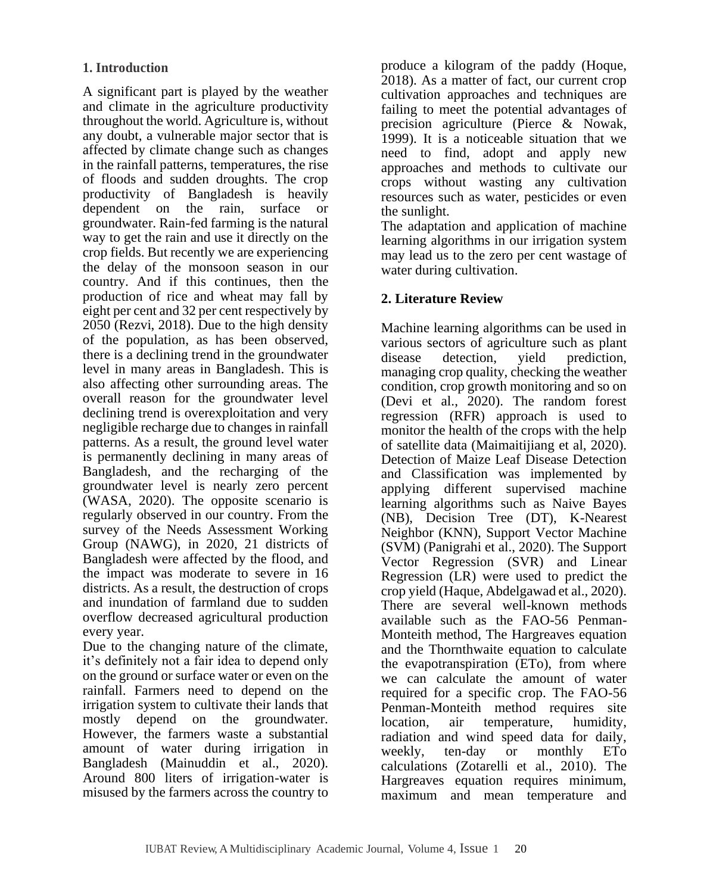## 1. Introduction

A significant part is played by the weather and climate in the agriculture productivity throughout the world. Agriculture is, without any doubt, a vulnerable major sector that is affected by climate change such as changes in the rainfall patterns, temperatures, the rise of floods and sudden droughts. The crop productivity of Bangladesh is heavily dependent on the rain, surface or groundwater. Rain-fed farming is the natural way to get the rain and use it directly on the crop fields. But recently we are experiencing the delay of the monsoon season in our country. And if this continues, then the production of rice and wheat may fall by eight per cent and 32 per cent respectively by 2050 (Rezvi, 2018). Due to the high density of the population, as has been observed, there is a declining trend in the groundwater level in many areas in Bangladesh. This is also affecting other surrounding areas. The overall reason for the groundwater level declining trend is overexploitation and very negligible recharge due to changes in rainfall patterns. As a result, the ground level water is permanently declining in many areas of Bangladesh, and the recharging of the groundwater level is nearly zero percent (WASA, 2020). The opposite scenario is regularly observed in our country. From the survey of the Needs Assessment Working Group (NAWG), in 2020, 21 districts of Bangladesh were affected by the flood, and the impact was moderate to severe in 16 districts. As a result, the destruction of crops and inundation of farmland due to sudden overflow decreased agricultural production every year.

Due to the changing nature of the climate, it's definitely not a fair idea to depend only on the ground or surface water or even on the rainfall. Farmers need to depend on the irrigation system to cultivate their lands that mostly depend on the groundwater. However, the farmers waste a substantial amount of water during irrigation in Bangladesh (Mainuddin et al., 2020). Around 800 liters of irrigation-water is misused by the farmers across the country to produce a kilogram of the paddy (Hoque, 2018). As a matter of fact, our current crop cultivation approaches and techniques are failing to meet the potential advantages of precision agriculture (Pierce & Nowak, 1999). It is a noticeable situation that we need to find, adopt and apply new approaches and methods to cultivate our crops without wasting any cultivation resources such as water, pesticides or even the sunlight.

The adaptation and application of machine learning algorithms in our irrigation system may lead us to the zero per cent wastage of water during cultivation.

## 2. Literature Review

Machine learning algorithms can be used in various sectors of agriculture such as plant disease detection, yield prediction, managing crop quality, checking the weather condition, crop growth monitoring and so on (Devi et al., 2020). The random forest regression (RFR) approach is used to monitor the health of the crops with the help of satellite data (Maimaitijiang et al, 2020). Detection of Maize Leaf Disease Detection and Classification was implemented by applying different supervised machine learning algorithms such as Naive Bayes (NB), Decision Tree (DT), K-Nearest Neighbor (KNN), Support Vector Machine (SVM) (Panigrahi et al., 2020). The Support Vector Regression (SVR) and Linear Regression (LR) were used to predict the crop yield (Haque, Abdelgawad et al., 2020). There are several well-known methods available such as the FAO-56 Penman-Monteith method, The Hargreaves equation and the Thornthwaite equation to calculate the evapotranspiration (ETo), from where we can calculate the amount of water required for a specific crop. The FAO-56 Penman-Monteith method requires site location, air temperature, humidity, radiation and wind speed data for daily, weekly, ten-day or monthly ETo calculations (Zotarelli et al., 2010). The Hargreaves equation requires minimum, maximum and mean temperature and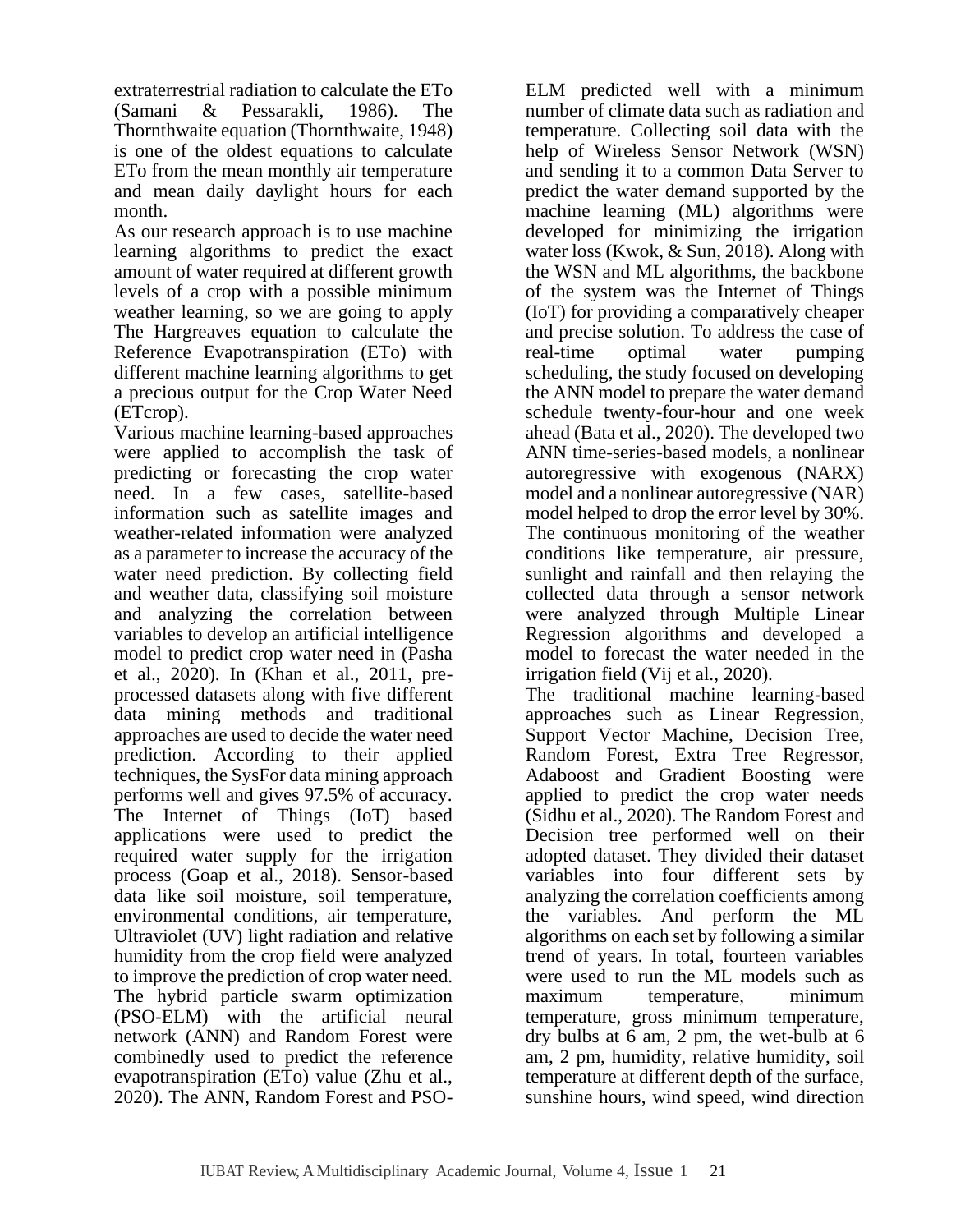extraterrestrial radiation to calculate the ETo (Samani & Pessarakli, 1986). The Thornthwaite equation (Thornthwaite, 1948) is one of the oldest equations to calculate ETo from the mean monthly air temperature and mean daily daylight hours for each month.

As our research approach is to use machine learning algorithms to predict the exact amount of water required at different growth levels of a crop with a possible minimum weather learning, so we are going to apply The Hargreaves equation to calculate the Reference Evapotranspiration (ETo) with different machine learning algorithms to get a precious output for the Crop Water Need (ETcrop).

Various machine learning-based approaches were applied to accomplish the task of predicting or forecasting the crop water need. In a few cases, satellite-based information such as satellite images and weather-related information were analyzed as a parameter to increase the accuracy of the water need prediction. By collecting field and weather data, classifying soil moisture and analyzing the correlation between variables to develop an artificial intelligence model to predict crop water need in (Pasha et al., 2020). In (Khan et al., 2011, pre-processed datasets along with five different data mining methods and traditional approaches are used to decide the water need prediction. According to their applied techniques, the SysFor data mining approach performs well and gives 97.5% of accuracy. The Internet of Things (IoT) based applications were used to predict the required water supply for the irrigation process (Goap et al., 2018). Sensor-based data like soil moisture, soil temperature, environmental conditions, air temperature, Ultraviolet (UV) light radiation and relative humidity from the crop field were analyzed to improve the prediction of crop water need. The hybrid particle swarm optimization (PSO-ELM) with the artificial neural network (ANN) and Random Forest were combinedly used to predict the reference evapotranspiration (ETo) value (Zhu et al., 2020). The ANN, Random Forest and PSO-ELM predicted well with a minimum number of climate data such as radiation and temperature. Collecting soil data with the help of Wireless Sensor Network (WSN) and sending it to a common Data Server to predict the water demand supported by the machine learning (ML) algorithms were developed for minimizing the irrigation water loss (Kwok, & Sun, 2018). Along with the WSN and ML algorithms, the backbone of the system was the Internet of Things (IoT) for providing a comparatively cheaper and precise solution. To address the case of real-time optimal water pumping scheduling, the study focused on developing the ANN model to prepare the water demand schedule twenty-four-hour and one week ahead (Bata et al., 2020). The developed two ANN time-series-based models, a nonlinear autoregressive with exogenous (NARX) model and a nonlinear autoregressive (NAR) model helped to drop the error level by 30%. The continuous monitoring of the weather conditions like temperature, air pressure, sunlight and rainfall and then relaying the collected data through a sensor network were analyzed through Multiple Linear Regression algorithms and developed a model to forecast the water needed in the irrigation field (Vij et al., 2020).

The traditional machine learning-based approaches such as Linear Regression, Support Vector Machine, Decision Tree, Random Forest, Extra Tree Regressor, Adaboost and Gradient Boosting were applied to predict the crop water needs (Sidhu et al., 2020). The Random Forest and Decision tree performed well on their adopted dataset. They divided their dataset variables into four different sets by analyzing the correlation coefficients among the variables. And perform the ML algorithms on each set by following a similar trend of years. In total, fourteen variables were used to run the ML models such as maximum temperature, minimum temperature, gross minimum temperature, dry bulbs at 6 am, 2 pm, the wet-bulb at 6 am, 2 pm, humidity, relative humidity, soil temperature at different depth of the surface, sunshine hours, wind speed, wind direction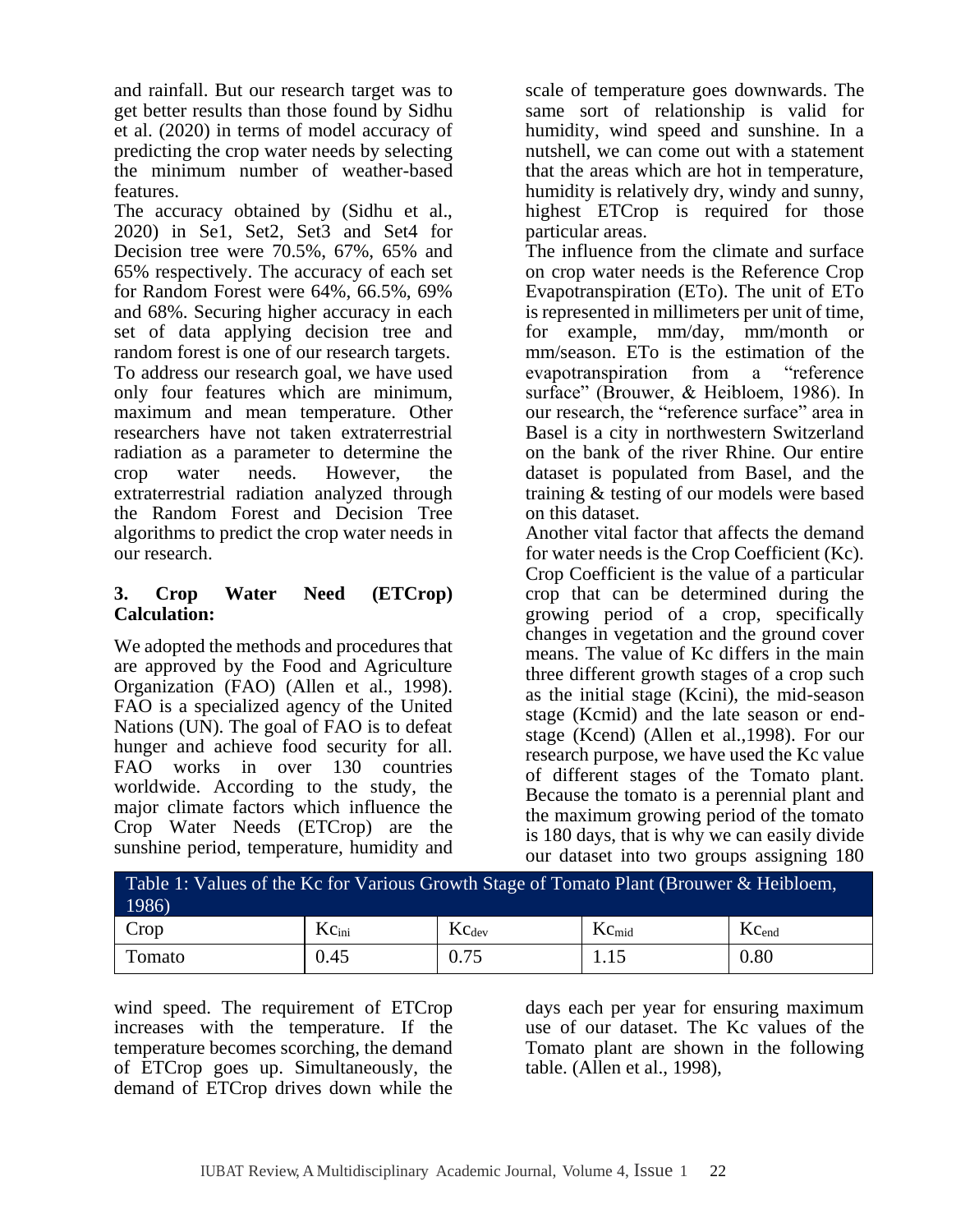and rainfall. But our research target was to get better results than those found by Sidhu et al. (2020) in terms of model accuracy of predicting the crop water needs by selecting the minimum number of weather-based features.

The accuracy obtained by (Sidhu et al., 2020) in Se1, Set2, Set3 and Set4 for Decision tree were 70.5%, 67%, 65% and 65% respectively. The accuracy of each set for Random Forest were 64%, 66.5%, 69% and 68%. Securing higher accuracy in each set of data applying decision tree and random forest is one of our research targets. To address our research goal, we have used only four features which are minimum, maximum and mean temperature. Other researchers have not taken extraterrestrial radiation as a parameter to determine the crop water needs. However, the extraterrestrial radiation analyzed through the Random Forest and Decision Tree algorithms to predict the crop water needs in our research.

### 3. Crop Water Need (ETCrop) Calculation:

We adopted the methods and procedures that are approved by the Food and Agriculture Organization (FAO) (Allen et al., 1998). FAO is a specialized agency of the United Nations (UN). The goal of FAO is to defeat hunger and achieve food security for all. FAO works in over 130 countries worldwide. According to the study, the major climate factors which influence the Crop Water Needs (ETCrop) are the sunshine period, temperature, humidity and wind speed. The requirement of ETCrop increases with the temperature. If the temperature becomes scorching, the demand of ETCrop goes up. Simultaneously, the demand of ETCrop drives down while the scale of temperature goes downwards. The same sort of relationship is valid for humidity, wind speed and sunshine. In a nutshell, we can come out with a statement that the areas which are hot in temperature, humidity is relatively dry, windy and sunny, highest ETCrop is required for those particular areas.

The influence from the climate and surface on crop water needs is the Reference Crop Evapotranspiration (ETo). The unit of ETo is represented in millimeters per unit of time, for example, mm/day, mm/month or mm/season. ETo is the estimation of the evapotranspiration from a "reference surface" (Brouwer, & Heibloem, 1986). In our research, the "reference surface" area in Basel is a city in northwestern Switzerland on the bank of the river Rhine. Our entire dataset is populated from Basel, and the training & testing of our models were based on this dataset.

Another vital factor that affects the demand for water needs is the Crop Coefficient (Kc). Crop Coefficient is the value of a particular crop that can be determined during the growing period of a crop, specifically changes in vegetation and the ground cover means. The value of Kc differs in the main three different growth stages of a crop such as the initial stage (Kcini), the mid-season stage (Kcmid) and the late season or end-stage (Kcend) (Allen et al.,1998). For our research purpose, we have used the Kc value of different stages of the Tomato plant. Because the tomato is a perennial plant and the maximum growing period of the tomato is 180 days, that is why we can easily divide our dataset into two groups assigning 180 days each per year for ensuring maximum use of our dataset. The Kc values of the Tomato plant are shown in the following table. (Allen et al., 1998),

Table 1: Values of the Kc for Various Growth Stage of Tomato Plant (Brouwer & Heibloem, 1986)

| Crop | $Kc_{ini}$ | $Kc_{dev}$ | $Kc_{mid}$ | $Kc_{end}$ |
| --- | --- | --- | --- | --- |
| Tomato | 0.45 | 0.75 | 1.15 | 0.80 |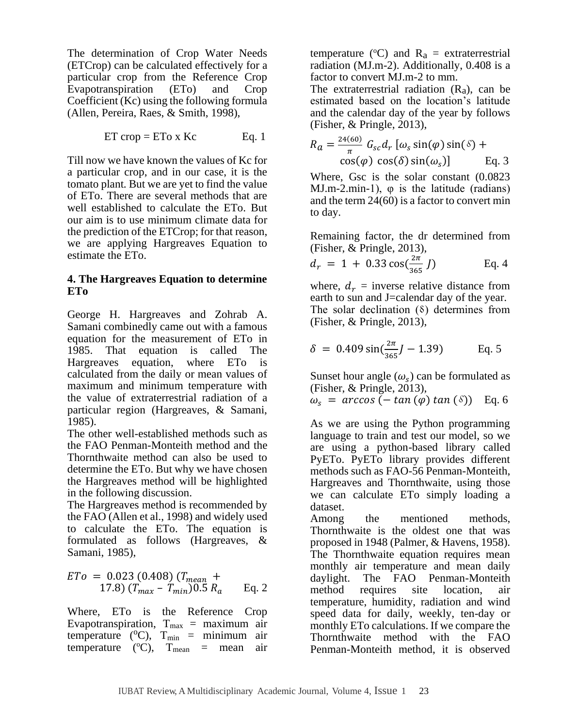The determination of Crop Water Needs (ETCrop) can be calculated effectively for a particular crop from the Reference Crop Evapotranspiration (ETo) and Crop Coefficient (Kc) using the following formula (Allen, Pereira, Raes, & Smith, 1998),

$$\text{ET crop} = \text{ETo x Kc} \qquad \text{Eq. 1}$$

Till now we have known the values of Kc for a particular crop, and in our case, it is the tomato plant. But we are yet to find the value of ETo. There are several methods that are well established to calculate the ETo. But our aim is to use minimum climate data for the prediction of the ETCrop; for that reason, we are applying Hargreaves Equation to estimate the ETo.

## 4. The Hargreaves Equation to determine ETo

George H. Hargreaves and Zohrab A. Samani combinedly came out with a famous equation for the measurement of ETo in 1985. That equation is called The Hargreaves equation, where ETo is calculated from the daily or mean values of maximum and minimum temperature with the value of extraterrestrial radiation of a particular region (Hargreaves, & Samani, 1985).

The other well-established methods such as the FAO Penman-Monteith method and the Thornthwaite method can also be used to determine the ETo. But why we have chosen the Hargreaves method will be highlighted in the following discussion.

The Hargreaves method is recommended by the FAO (Allen et al., 1998) and widely used to calculate the ETo. The equation is formulated as follows (Hargreaves, & Samani, 1985),

$$ETo = 0.023\,(0.408)\,(T_{mean} + 17.8)\,(T_{max} - T_{min})0.5\,R_a \qquad \text{Eq. 2}$$

Where, ETo is the Reference Crop Evapotranspiration, $T_{max}$ = maximum air temperature (°C), $T_{min}$ = minimum air temperature (°C), $T_{mean}$ = mean air temperature (°C) and $R_a$ = extraterrestrial radiation (MJ.m-2). Additionally, 0.408 is a factor to convert MJ.m-2 to mm.

The extraterrestrial radiation ($R_a$), can be estimated based on the location's latitude and the calendar day of the year by follows (Fisher, & Pringle, 2013),

$$R_a = \frac{24(60)}{\pi}\, G_{sc} d_r \left[\omega_s \sin(\varphi)\sin(\delta) + \cos(\varphi)\,\cos(\delta)\sin(\omega_s)\right] \qquad \text{Eq. 3}$$

Where, Gsc is the solar constant (0.0823 MJ.m-2.min-1), φ is the latitude (radians) and the term 24(60) is a factor to convert min to day.

Remaining factor, the dr determined from (Fisher, & Pringle, 2013),

$$d_r = 1 + 0.33\cos\left(\frac{2\pi}{365}J\right) \qquad \text{Eq. 4}$$

where, $d_r$ = inverse relative distance from earth to sun and J=calendar day of the year.

The solar declination (δ) determines from (Fisher, & Pringle, 2013),

$$\delta = 0.409\sin\left(\frac{2\pi}{365}J - 1.39\right) \qquad \text{Eq. 5}$$

Sunset hour angle ($\omega_s$) can be formulated as (Fisher, & Pringle, 2013),

$$\omega_s = \arccos\left(-\tan(\varphi)\tan(\delta)\right) \qquad \text{Eq. 6}$$

As we are using the Python programming language to train and test our model, so we are using a python-based library called PyETo. PyETo library provides different methods such as FAO-56 Penman-Monteith, Hargreaves and Thornthwaite, using those we can calculate ETo simply loading a dataset.

Among the mentioned methods, Thornthwaite is the oldest one that was proposed in 1948 (Palmer, & Havens, 1958). The Thornthwaite equation requires mean monthly air temperature and mean daily daylight. The FAO Penman-Monteith method requires site location, air temperature, humidity, radiation and wind speed data for daily, weekly, ten-day or monthly ETo calculations. If we compare the Thornthwaite method with the FAO Penman-Monteith method, it is observed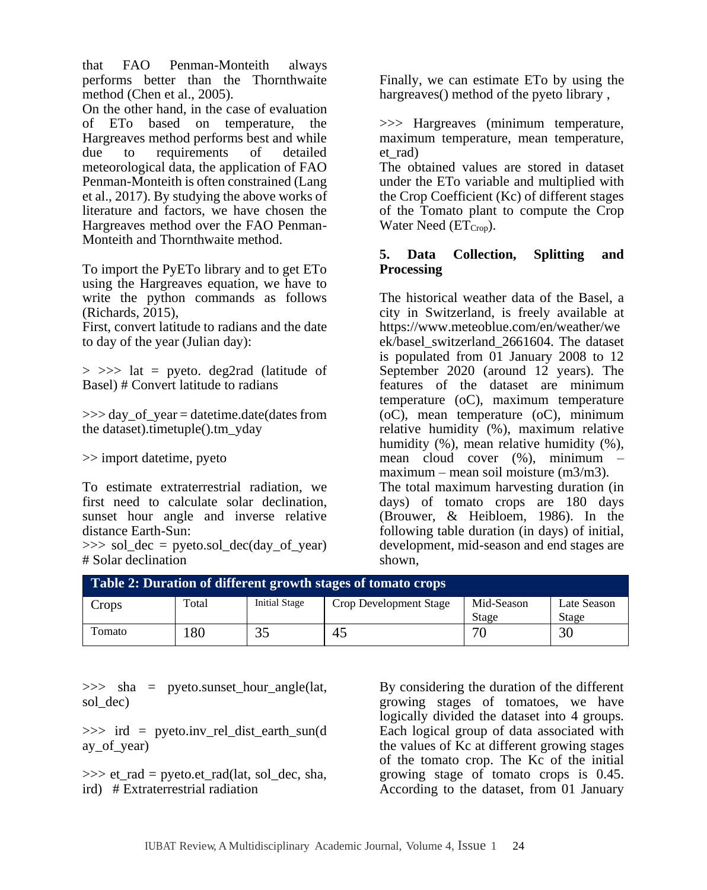that FAO Penman-Monteith always performs better than the Thornthwaite method (Chen et al., 2005).

On the other hand, in the case of evaluation of ETo based on temperature, the Hargreaves method performs best and while due to requirements of detailed meteorological data, the application of FAO Penman-Monteith is often constrained (Lang et al., 2017). By studying the above works of literature and factors, we have chosen the Hargreaves method over the FAO Penman-Monteith and Thornthwaite method.

To import the PyETo library and to get ETo using the Hargreaves equation, we have to write the python commands as follows (Richards, 2015),

First, convert latitude to radians and the date to day of the year (Julian day):

```
> >>> lat = pyeto. deg2rad (latitude of Basel) # Convert latitude to radians
```

```
>>> day_of_year = datetime.date(dates from the dataset).timetuple().tm_yday
```

```
>> import datetime, pyeto
```

To estimate extraterrestrial radiation, we first need to calculate solar declination, sunset hour angle and inverse relative distance Earth-Sun:

```
>>> sol_dec = pyeto.sol_dec(day_of_year) # Solar declination
```

```
>>> sha = pyeto.sunset_hour_angle(lat, sol_dec)
```

```
>>> ird = pyeto.inv_rel_dist_earth_sun(day_of_year)
```

```
>>> et_rad = pyeto.et_rad(lat, sol_dec, sha, ird)  # Extraterrestrial radiation
```

Finally, we can estimate ETo by using the hargreaves() method of the pyeto library ,

```
>>> Hargreaves (minimum temperature, maximum temperature, mean temperature, et_rad)
```

The obtained values are stored in dataset under the ETo variable and multiplied with the Crop Coefficient (Kc) of different stages of the Tomato plant to compute the Crop Water Need ($ET_{Crop}$).

## 5. Data Collection, Splitting and Processing

The historical weather data of the Basel, a city in Switzerland, is freely available at https://www.meteoblue.com/en/weather/week/basel_switzerland_2661604. The dataset is populated from 01 January 2008 to 12 September 2020 (around 12 years). The features of the dataset are minimum temperature (oC), maximum temperature (oC), mean temperature (oC), minimum relative humidity (%), maximum relative humidity (%), mean relative humidity (%), mean cloud cover (%), minimum – maximum – mean soil moisture (m3/m3).

The total maximum harvesting duration (in days) of tomato crops are 180 days (Brouwer, & Heibloem, 1986). In the following table duration (in days) of initial, development, mid-season and end stages are shown,

**Table 2: Duration of different growth stages of tomato crops**

| Crops | Total | Initial Stage | Crop Development Stage | Mid-Season Stage | Late Season Stage |
|---|---|---|---|---|---|
| Tomato | 180 | 35 | 45 | 70 | 30 |

By considering the duration of the different growing stages of tomatoes, we have logically divided the dataset into 4 groups. Each logical group of data associated with the values of Kc at different growing stages of the tomato crop. The Kc of the initial growing stage of tomato crops is 0.45. According to the dataset, from 01 January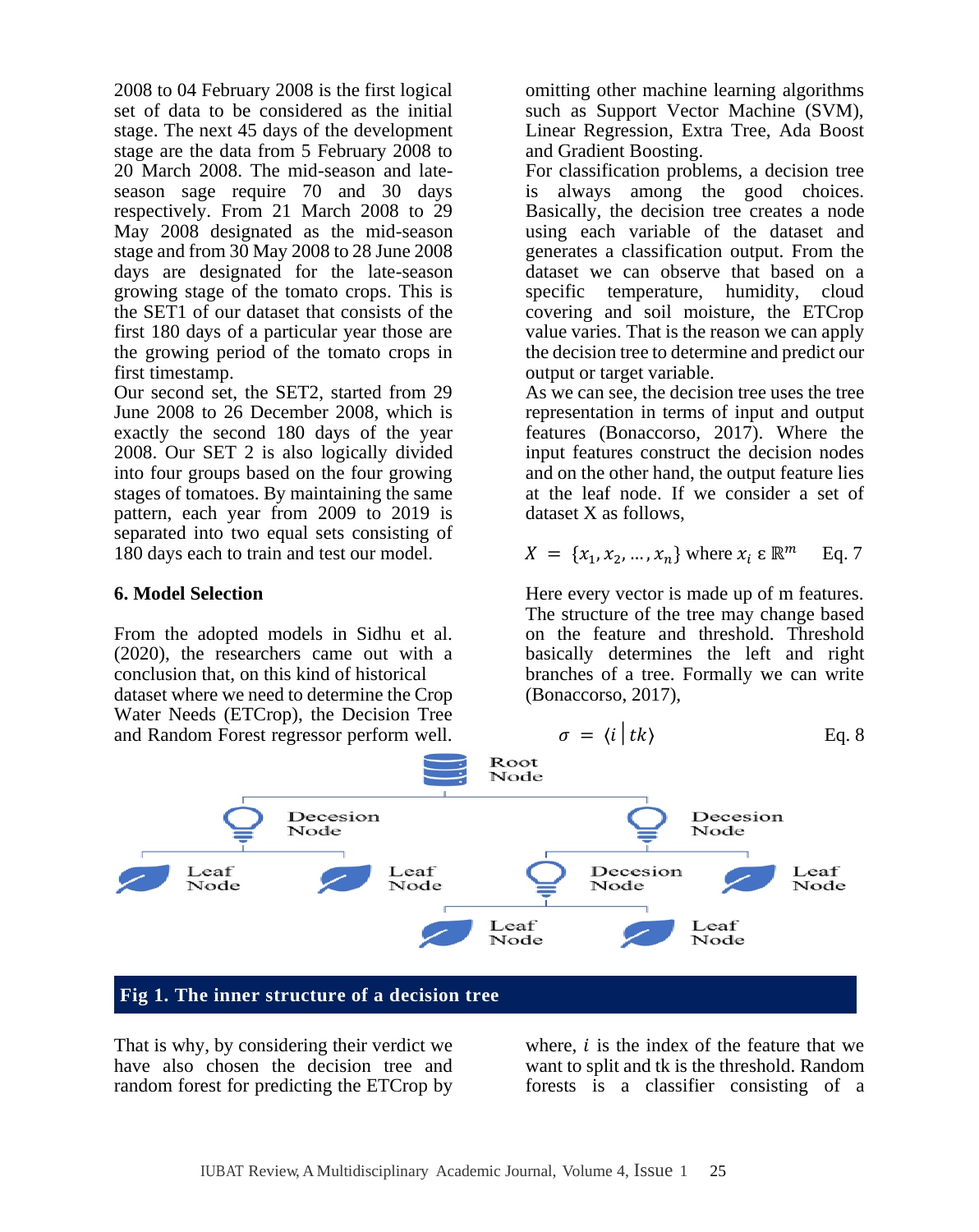2008 to 04 February 2008 is the first logical set of data to be considered as the initial stage. The next 45 days of the development stage are the data from 5 February 2008 to 20 March 2008. The mid-season and late-season sage require 70 and 30 days respectively. From 21 March 2008 to 29 May 2008 designated as the mid-season stage and from 30 May 2008 to 28 June 2008 days are designated for the late-season growing stage of the tomato crops. This is the SET1 of our dataset that consists of the first 180 days of a particular year those are the growing period of the tomato crops in first timestamp.

Our second set, the SET2, started from 29 June 2008 to 26 December 2008, which is exactly the second 180 days of the year 2008. Our SET 2 is also logically divided into four groups based on the four growing stages of tomatoes. By maintaining the same pattern, each year from 2009 to 2019 is separated into two equal sets consisting of 180 days each to train and test our model.

## 6. Model Selection

From the adopted models in Sidhu et al. (2020), the researchers came out with a conclusion that, on this kind of historical dataset where we need to determine the Crop Water Needs (ETCrop), the Decision Tree and Random Forest regressor perform well. That is why, by considering their verdict we have also chosen the decision tree and random forest for predicting the ETCrop by omitting other machine learning algorithms such as Support Vector Machine (SVM), Linear Regression, Extra Tree, Ada Boost and Gradient Boosting.

For classification problems, a decision tree is always among the good choices. Basically, the decision tree creates a node using each variable of the dataset and generates a classification output. From the dataset we can observe that based on a specific temperature, humidity, cloud covering and soil moisture, the ETCrop value varies. That is the reason we can apply the decision tree to determine and predict our output or target variable.

As we can see, the decision tree uses the tree representation in terms of input and output features (Bonaccorso, 2017). Where the input features construct the decision nodes and on the other hand, the output feature lies at the leaf node. If we consider a set of dataset X as follows,

$$X = \{x_1, x_2, \ldots, x_n\} \text{ where } x_i \in \mathbb{R}^m \qquad \text{Eq. 7}$$

Here every vector is made up of m features. The structure of the tree may change based on the feature and threshold. Threshold basically determines the left and right branches of a tree. Formally we can write (Bonaccorso, 2017),

$$\sigma = \langle i \mid tk \rangle \qquad \text{Eq. 8}$$

Root Node

Decesion Node | Decesion Node

Leaf Node | Leaf Node | Decesion Node | Leaf Node

Leaf Node | Leaf Node

**Fig 1. The inner structure of a decision tree**

where, $i$ is the index of the feature that we want to split and tk is the threshold. Random forests is a classifier consisting of a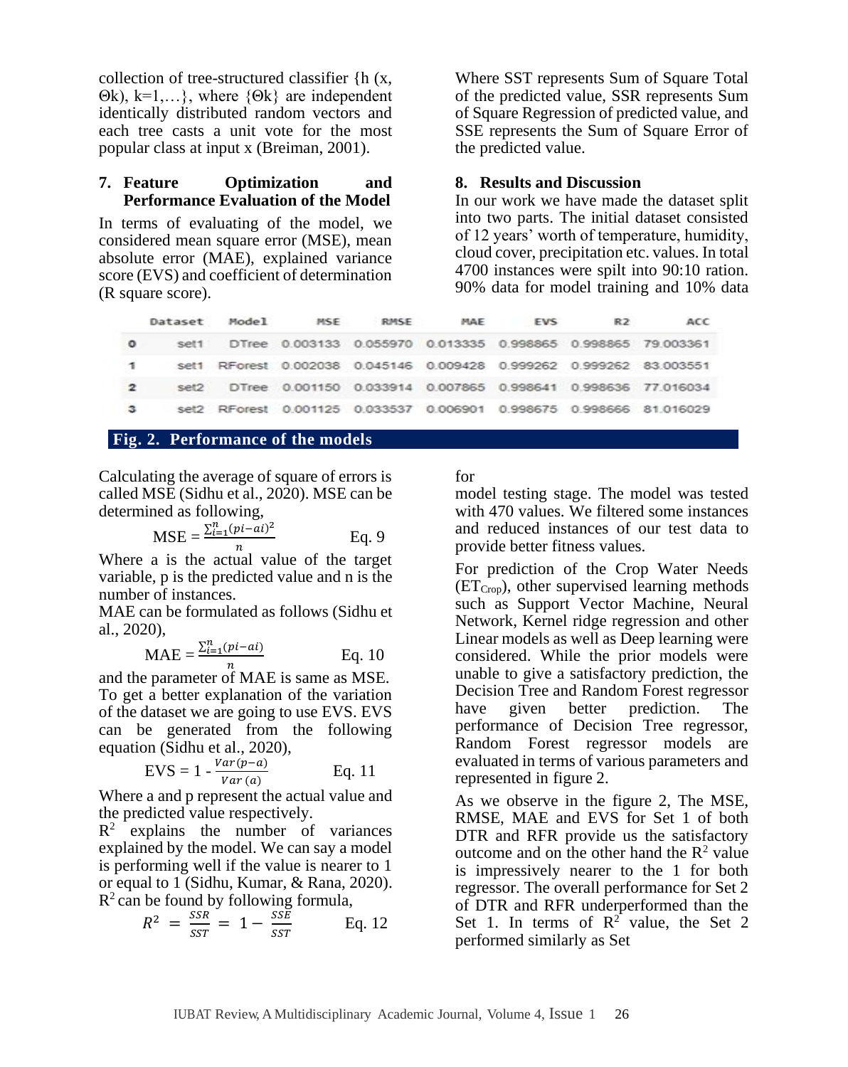collection of tree-structured classifier {h (x, Θk), k=1,…}, where {Θk} are independent identically distributed random vectors and each tree casts a unit vote for the most popular class at input x (Breiman, 2001).

## 7. Feature Optimization and Performance Evaluation of the Model

In terms of evaluating of the model, we considered mean square error (MSE), mean absolute error (MAE), explained variance score (EVS) and coefficient of determination (R square score).

Calculating the average of square of errors is called MSE (Sidhu et al., 2020). MSE can be determined as following,

$$\text{MSE} = \frac{\sum_{i=1}^{n}(pi-ai)^2}{n} \qquad \text{Eq. 9}$$

Where a is the actual value of the target variable, p is the predicted value and n is the number of instances.

MAE can be formulated as follows (Sidhu et al., 2020),

$$\text{MAE} = \frac{\sum_{i=1}^{n}(pi-ai)}{n} \qquad \text{Eq. 10}$$

and the parameter of MAE is same as MSE. To get a better explanation of the variation of the dataset we are going to use EVS. EVS can be generated from the following equation (Sidhu et al., 2020),

$$\text{EVS} = 1 - \frac{Var(p-a)}{Var\,(a)} \qquad \text{Eq. 11}$$

Where a and p represent the actual value and the predicted value respectively.

$R^2$ explains the number of variances explained by the model. We can say a model is performing well if the value is nearer to 1 or equal to 1 (Sidhu, Kumar, & Rana, 2020). $R^2$ can be found by following formula,

$$R^2 = \frac{SSR}{SST} = 1 - \frac{SSE}{SST} \qquad \text{Eq. 12}$$

Where SST represents Sum of Square Total of the predicted value, SSR represents Sum of Square Regression of predicted value, and SSE represents the Sum of Square Error of the predicted value.

## 8. Results and Discussion

In our work we have made the dataset split into two parts. The initial dataset consisted of 12 years' worth of temperature, humidity, cloud cover, precipitation etc. values. In total 4700 instances were spilt into 90:10 ration. 90% data for model training and 10% data for model testing stage. The model was tested with 470 values. We filtered some instances and reduced instances of our test data to provide better fitness values.

|   | Dataset | Model | MSE | RMSE | MAE | EVS | R2 | ACC |
|---|---|---|---|---|---|---|---|---|
| 0 | set1 | DTree | 0.003133 | 0.055970 | 0.013335 | 0.998865 | 0.998865 | 79.003361 |
| 1 | set1 | RForest | 0.002038 | 0.045146 | 0.009428 | 0.999262 | 0.999262 | 83.003551 |
| 2 | set2 | DTree | 0.001150 | 0.033914 | 0.007865 | 0.998641 | 0.998636 | 77.016034 |
| 3 | set2 | RForest | 0.001125 | 0.033537 | 0.006901 | 0.998675 | 0.998666 | 81.016029 |

**Fig. 2. Performance of the models**

For prediction of the Crop Water Needs ($ET_{Crop}$), other supervised learning methods such as Support Vector Machine, Neural Network, Kernel ridge regression and other Linear models as well as Deep learning were considered. While the prior models were unable to give a satisfactory prediction, the Decision Tree and Random Forest regressor have given better prediction. The performance of Decision Tree regressor, Random Forest regressor models are evaluated in terms of various parameters and represented in figure 2.

As we observe in the figure 2, The MSE, RMSE, MAE and EVS for Set 1 of both DTR and RFR provide us the satisfactory outcome and on the other hand the $R^2$ value is impressively nearer to the 1 for both regressor. The overall performance for Set 2 of DTR and RFR underperformed than the Set 1. In terms of $R^2$ value, the Set 2 performed similarly as Set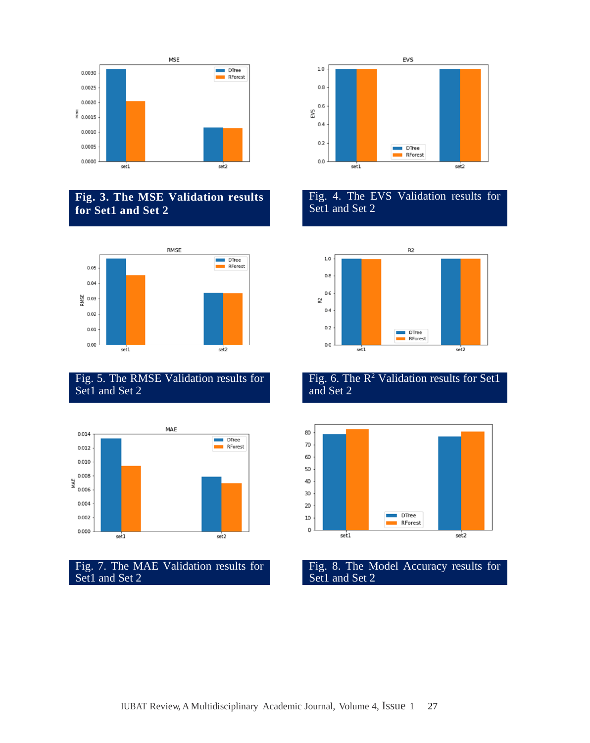**Fig. 3. The MSE Validation results for Set1 and Set 2**

Fig. 4. The EVS Validation results for Set1 and Set 2

Fig. 5. The RMSE Validation results for Set1 and Set 2

Fig. 6. The $R^2$ Validation results for Set1 and Set 2

Fig. 7. The MAE Validation results for Set1 and Set 2

Fig. 8. The Model Accuracy results for Set1 and Set 2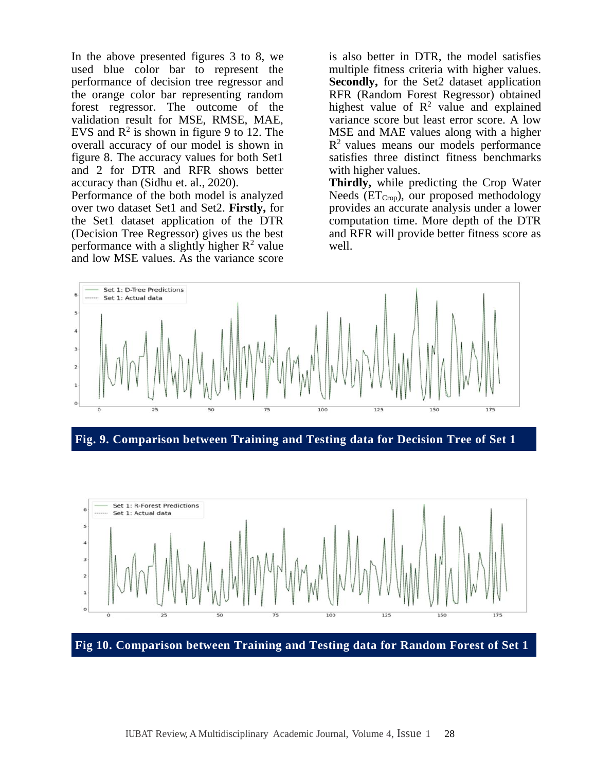In the above presented figures 3 to 8, we used blue color bar to represent the performance of decision tree regressor and the orange color bar representing random forest regressor. The outcome of the validation result for MSE, RMSE, MAE, EVS and $R^2$ is shown in figure 9 to 12. The overall accuracy of our model is shown in figure 8. The accuracy values for both Set1 and 2 for DTR and RFR shows better accuracy than (Sidhu et. al., 2020).

Performance of the both model is analyzed over two dataset Set1 and Set2. **Firstly,** for the Set1 dataset application of the DTR (Decision Tree Regressor) gives us the best performance with a slightly higher $R^2$ value and low MSE values. As the variance score is also better in DTR, the model satisfies multiple fitness criteria with higher values. **Secondly,** for the Set2 dataset application RFR (Random Forest Regressor) obtained highest value of $R^2$ value and explained variance score but least error score. A low MSE and MAE values along with a higher $R^2$ values means our models performance satisfies three distinct fitness benchmarks with higher values.

**Thirdly,** while predicting the Crop Water Needs ($ET_{Crop}$), our proposed methodology provides an accurate analysis under a lower computation time. More depth of the DTR and RFR will provide better fitness score as well.

**Fig. 9. Comparison between Training and Testing data for Decision Tree of Set 1**

**Fig 10. Comparison between Training and Testing data for Random Forest of Set 1**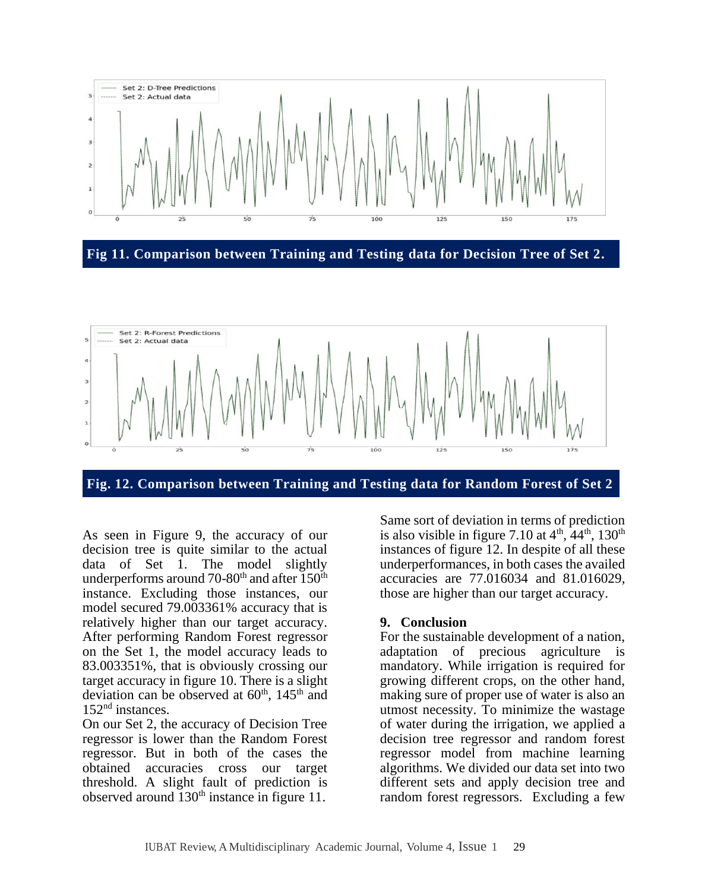Fig 11. Comparison between Training and Testing data for Decision Tree of Set 2.

Fig. 12. Comparison between Training and Testing data for Random Forest of Set 2

As seen in Figure 9, the accuracy of our decision tree is quite similar to the actual data of Set 1. The model slightly underperforms around 70-80th and after 150th instance. Excluding those instances, our model secured 79.003361% accuracy that is relatively higher than our target accuracy. After performing Random Forest regressor on the Set 1, the model accuracy leads to 83.003351%, that is obviously crossing our target accuracy in figure 10. There is a slight deviation can be observed at 60th, 145th and 152nd instances.

On our Set 2, the accuracy of Decision Tree regressor is lower than the Random Forest regressor. But in both of the cases the obtained accuracies cross our target threshold. A slight fault of prediction is observed around 130th instance in figure 11. Same sort of deviation in terms of prediction is also visible in figure 7.10 at 4th, 44th, 130th instances of figure 12. In despite of all these underperformances, in both cases the availed accuracies are 77.016034 and 81.016029, those are higher than our target accuracy.

## 9. Conclusion

For the sustainable development of a nation, adaptation of precious agriculture is mandatory. While irrigation is required for growing different crops, on the other hand, making sure of proper use of water is also an utmost necessity. To minimize the wastage of water during the irrigation, we applied a decision tree regressor and random forest regressor model from machine learning algorithms. We divided our data set into two different sets and apply decision tree and random forest regressors. Excluding a few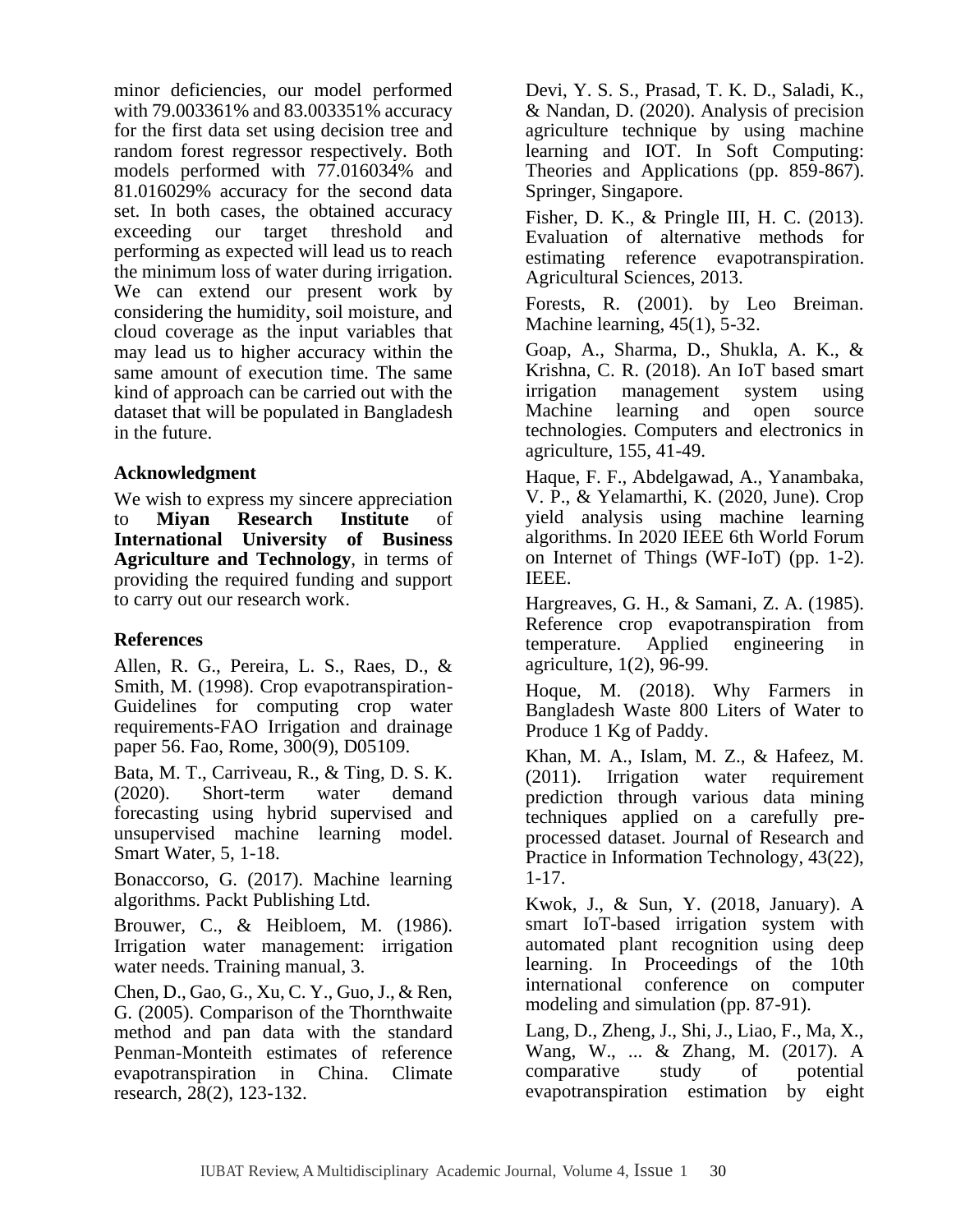minor deficiencies, our model performed with 79.003361% and 83.003351% accuracy for the first data set using decision tree and random forest regressor respectively. Both models performed with 77.016034% and 81.016029% accuracy for the second data set. In both cases, the obtained accuracy exceeding our target threshold and performing as expected will lead us to reach the minimum loss of water during irrigation. We can extend our present work by considering the humidity, soil moisture, and cloud coverage as the input variables that may lead us to higher accuracy within the same amount of execution time. The same kind of approach can be carried out with the dataset that will be populated in Bangladesh in the future.

## Acknowledgment

We wish to express my sincere appreciation to **Miyan Research Institute** of **International University of Business Agriculture and Technology**, in terms of providing the required funding and support to carry out our research work.

## References

Allen, R. G., Pereira, L. S., Raes, D., & Smith, M. (1998). Crop evapotranspiration-Guidelines for computing crop water requirements-FAO Irrigation and drainage paper 56. Fao, Rome, 300(9), D05109.

Bata, M. T., Carriveau, R., & Ting, D. S. K. (2020). Short-term water demand forecasting using hybrid supervised and unsupervised machine learning model. Smart Water, 5, 1-18.

Bonaccorso, G. (2017). Machine learning algorithms. Packt Publishing Ltd.

Brouwer, C., & Heibloem, M. (1986). Irrigation water management: irrigation water needs. Training manual, 3.

Chen, D., Gao, G., Xu, C. Y., Guo, J., & Ren, G. (2005). Comparison of the Thornthwaite method and pan data with the standard Penman-Monteith estimates of reference evapotranspiration in China. Climate research, 28(2), 123-132.

Devi, Y. S. S., Prasad, T. K. D., Saladi, K., & Nandan, D. (2020). Analysis of precision agriculture technique by using machine learning and IOT. In Soft Computing: Theories and Applications (pp. 859-867). Springer, Singapore.

Fisher, D. K., & Pringle III, H. C. (2013). Evaluation of alternative methods for estimating reference evapotranspiration. Agricultural Sciences, 2013.

Forests, R. (2001). by Leo Breiman. Machine learning, 45(1), 5-32.

Goap, A., Sharma, D., Shukla, A. K., & Krishna, C. R. (2018). An IoT based smart irrigation management system using Machine learning and open source technologies. Computers and electronics in agriculture, 155, 41-49.

Haque, F. F., Abdelgawad, A., Yanambaka, V. P., & Yelamarthi, K. (2020, June). Crop yield analysis using machine learning algorithms. In 2020 IEEE 6th World Forum on Internet of Things (WF-IoT) (pp. 1-2). IEEE.

Hargreaves, G. H., & Samani, Z. A. (1985). Reference crop evapotranspiration from temperature. Applied engineering in agriculture, 1(2), 96-99.

Hoque, M. (2018). Why Farmers in Bangladesh Waste 800 Liters of Water to Produce 1 Kg of Paddy.

Khan, M. A., Islam, M. Z., & Hafeez, M. (2011). Irrigation water requirement prediction through various data mining techniques applied on a carefully pre-processed dataset. Journal of Research and Practice in Information Technology, 43(22), 1-17.

Kwok, J., & Sun, Y. (2018, January). A smart IoT-based irrigation system with automated plant recognition using deep learning. In Proceedings of the 10th international conference on computer modeling and simulation (pp. 87-91).

Lang, D., Zheng, J., Shi, J., Liao, F., Ma, X., Wang, W., ... & Zhang, M. (2017). A comparative study of potential evapotranspiration estimation by eight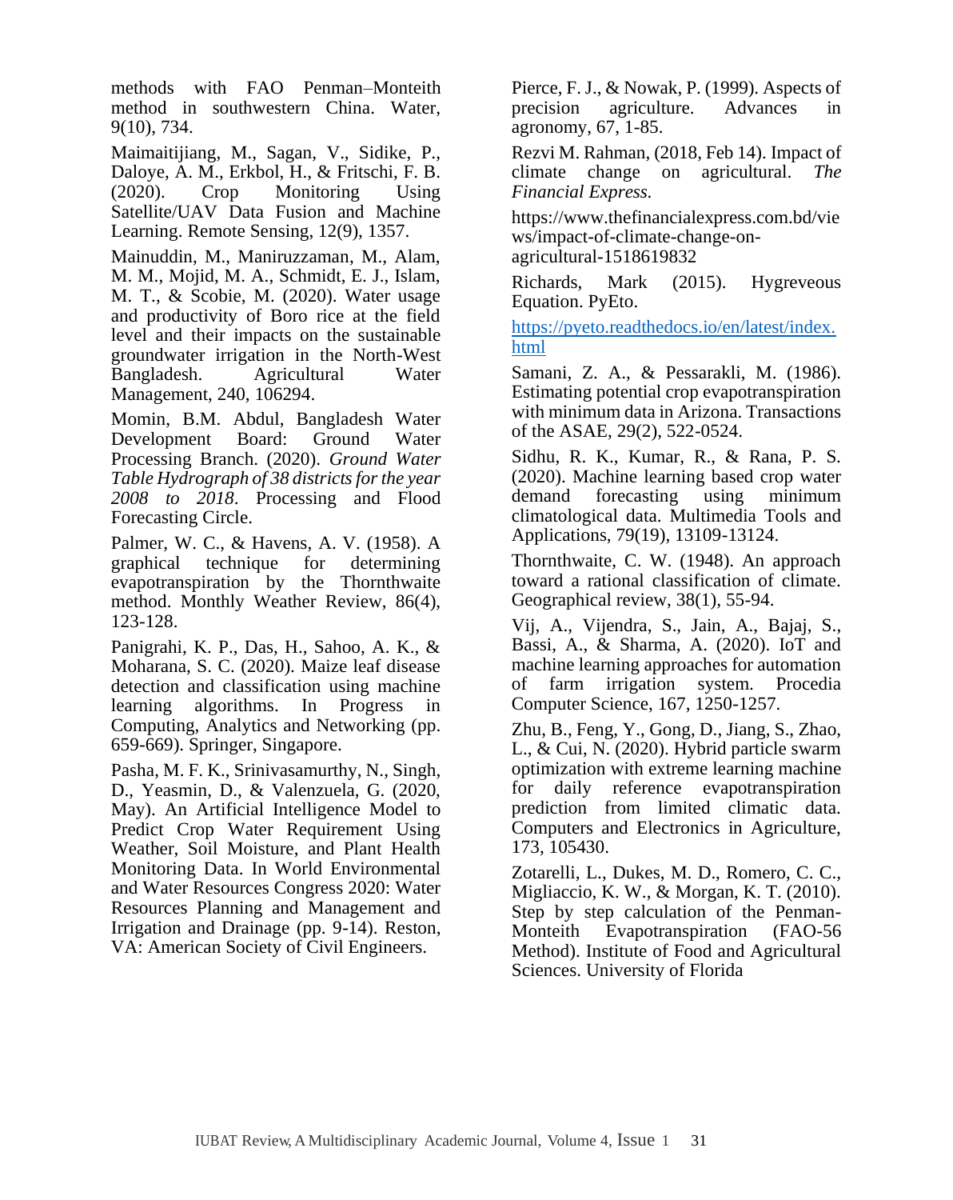methods with FAO Penman–Monteith method in southwestern China. Water, 9(10), 734.

Maimaitijiang, M., Sagan, V., Sidike, P., Daloye, A. M., Erkbol, H., & Fritschi, F. B. (2020). Crop Monitoring Using Satellite/UAV Data Fusion and Machine Learning. Remote Sensing, 12(9), 1357.

Mainuddin, M., Maniruzzaman, M., Alam, M. M., Mojid, M. A., Schmidt, E. J., Islam, M. T., & Scobie, M. (2020). Water usage and productivity of Boro rice at the field level and their impacts on the sustainable groundwater irrigation in the North-West Bangladesh. Agricultural Water Management, 240, 106294.

Momin, B.M. Abdul, Bangladesh Water Development Board: Ground Water Processing Branch. (2020). *Ground Water Table Hydrograph of 38 districts for the year 2008 to 2018*. Processing and Flood Forecasting Circle.

Palmer, W. C., & Havens, A. V. (1958). A graphical technique for determining evapotranspiration by the Thornthwaite method. Monthly Weather Review, 86(4), 123-128.

Panigrahi, K. P., Das, H., Sahoo, A. K., & Moharana, S. C. (2020). Maize leaf disease detection and classification using machine learning algorithms. In Progress in Computing, Analytics and Networking (pp. 659-669). Springer, Singapore.

Pasha, M. F. K., Srinivasamurthy, N., Singh, D., Yeasmin, D., & Valenzuela, G. (2020, May). An Artificial Intelligence Model to Predict Crop Water Requirement Using Weather, Soil Moisture, and Plant Health Monitoring Data. In World Environmental and Water Resources Congress 2020: Water Resources Planning and Management and Irrigation and Drainage (pp. 9-14). Reston, VA: American Society of Civil Engineers.

Pierce, F. J., & Nowak, P. (1999). Aspects of precision agriculture. Advances in agronomy, 67, 1-85.

Rezvi M. Rahman, (2018, Feb 14). Impact of climate change on agricultural. *The Financial Express.*

https://www.thefinancialexpress.com.bd/views/impact-of-climate-change-on-agricultural-1518619832

Richards, Mark (2015). Hygreveous Equation. PyEto.

[https://pyeto.readthedocs.io/en/latest/index.html](https://pyeto.readthedocs.io/en/latest/index.html)

Samani, Z. A., & Pessarakli, M. (1986). Estimating potential crop evapotranspiration with minimum data in Arizona. Transactions of the ASAE, 29(2), 522-0524.

Sidhu, R. K., Kumar, R., & Rana, P. S. (2020). Machine learning based crop water demand forecasting using minimum climatological data. Multimedia Tools and Applications, 79(19), 13109-13124.

Thornthwaite, C. W. (1948). An approach toward a rational classification of climate. Geographical review, 38(1), 55-94.

Vij, A., Vijendra, S., Jain, A., Bajaj, S., Bassi, A., & Sharma, A. (2020). IoT and machine learning approaches for automation of farm irrigation system. Procedia Computer Science, 167, 1250-1257.

Zhu, B., Feng, Y., Gong, D., Jiang, S., Zhao, L., & Cui, N. (2020). Hybrid particle swarm optimization with extreme learning machine for daily reference evapotranspiration prediction from limited climatic data. Computers and Electronics in Agriculture, 173, 105430.

Zotarelli, L., Dukes, M. D., Romero, C. C., Migliaccio, K. W., & Morgan, K. T. (2010). Step by step calculation of the Penman-Monteith Evapotranspiration (FAO-56 Method). Institute of Food and Agricultural Sciences. University of Florida